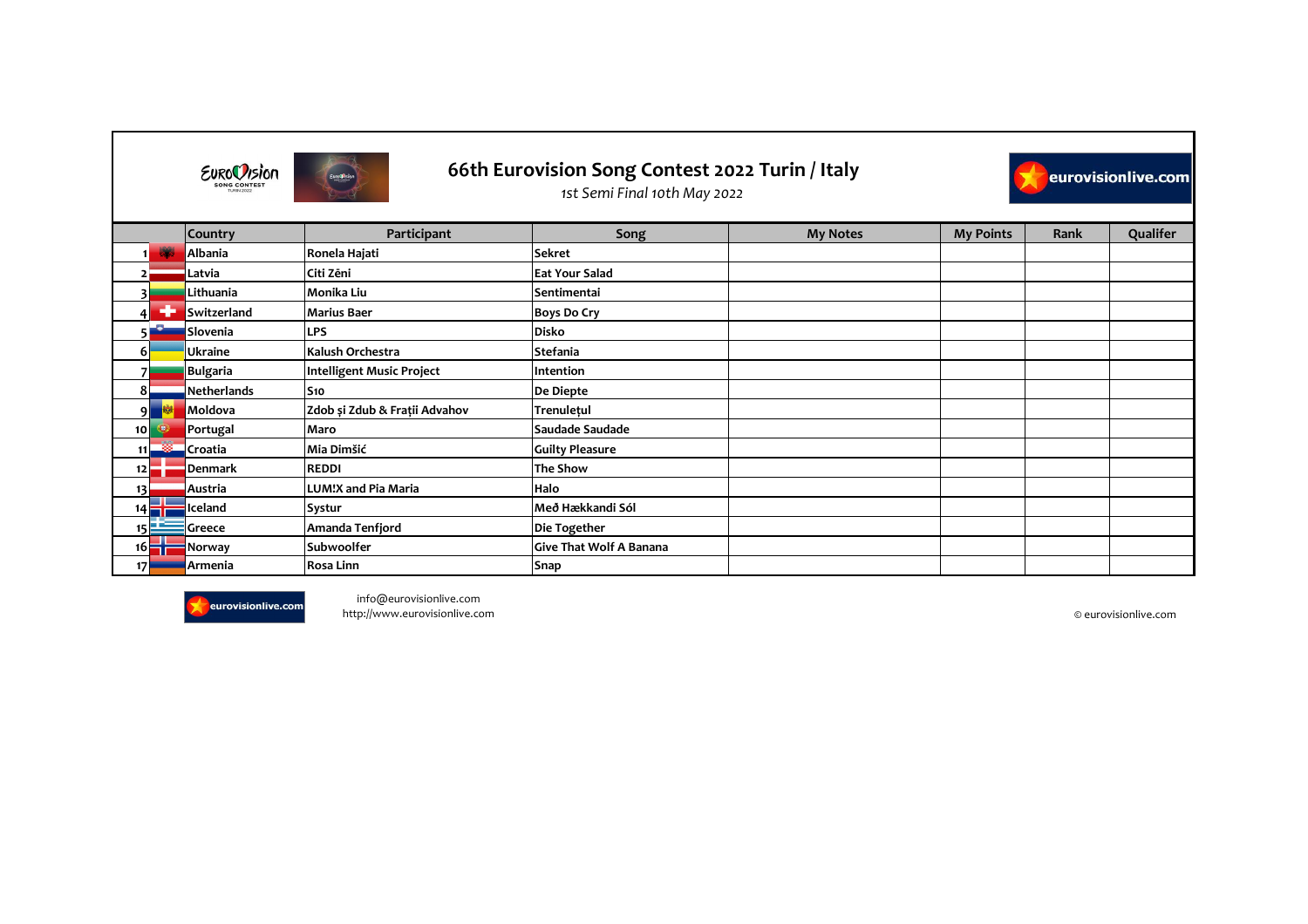# 66th Eurovision Song Contest 2022 Turin / Italy

*1st Semi Final 10th May 2022*

| | Country | Participant | Song | My Notes | My Points | Rank | Qualifer |
|---|---|---|---|---|---|---|---|
| 1 | Albania | Ronela Hajati | Sekret | | | | |
| 2 | Latvia | Citi Zēni | Eat Your Salad | | | | |
| 3 | Lithuania | Monika Liu | Sentimentai | | | | |
| 4 | Switzerland | Marius Baer | Boys Do Cry | | | | |
| 5 | Slovenia | LPS | Disko | | | | |
| 6 | Ukraine | Kalush Orchestra | Stefania | | | | |
| 7 | Bulgaria | Intelligent Music Project | Intention | | | | |
| 8 | Netherlands | S10 | De Diepte | | | | |
| 9 | Moldova | Zdob și Zdub & Frații Advahov | Trenulețul | | | | |
| 10 | Portugal | Maro | Saudade Saudade | | | | |
| 11 | Croatia | Mia Dimšić | Guilty Pleasure | | | | |
| 12 | Denmark | REDDI | The Show | | | | |
| 13 | Austria | LUM!X and Pia Maria | Halo | | | | |
| 14 | Iceland | Systur | Með Hækkandi Sól | | | | |
| 15 | Greece | Amanda Tenfjord | Die Together | | | | |
| 16 | Norway | Subwoolfer | Give That Wolf A Banana | | | | |
| 17 | Armenia | Rosa Linn | Snap | | | | |

info@eurovisionlive.com
http://www.eurovisionlive.com

© eurovisionlive.com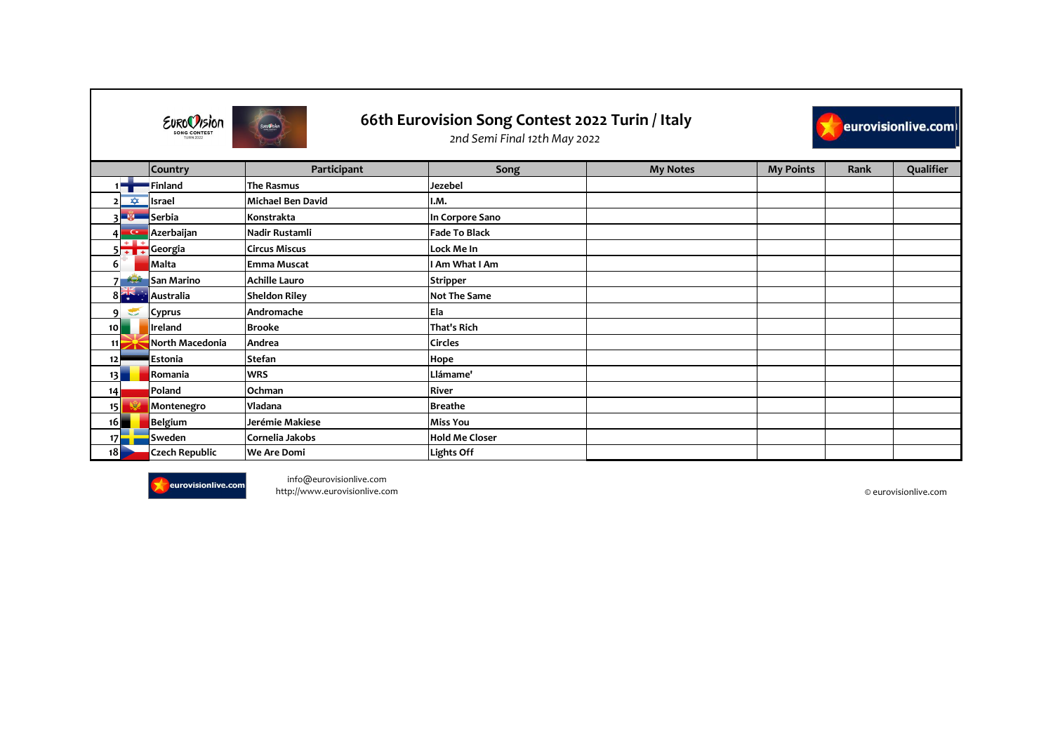# 66th Eurovision Song Contest 2022 Turin / Italy

*2nd Semi Final 12th May 2022*

| | Country | Participant | Song | My Notes | My Points | Rank | Qualifier |
|---|---|---|---|---|---|---|---|
| 1 | Finland | The Rasmus | Jezebel | | | | |
| 2 | Israel | Michael Ben David | I.M. | | | | |
| 3 | Serbia | Konstrakta | In Corpore Sano | | | | |
| 4 | Azerbaijan | Nadir Rustamli | Fade To Black | | | | |
| 5 | Georgia | Circus Miscus | Lock Me In | | | | |
| 6 | Malta | Emma Muscat | I Am What I Am | | | | |
| 7 | San Marino | Achille Lauro | Stripper | | | | |
| 8 | Australia | Sheldon Riley | Not The Same | | | | |
| 9 | Cyprus | Andromache | Ela | | | | |
| 10 | Ireland | Brooke | That's Rich | | | | |
| 11 | North Macedonia | Andrea | Circles | | | | |
| 12 | Estonia | Stefan | Hope | | | | |
| 13 | Romania | WRS | Llámame' | | | | |
| 14 | Poland | Ochman | River | | | | |
| 15 | Montenegro | Vladana | Breathe | | | | |
| 16 | Belgium | Jerémie Makiese | Miss You | | | | |
| 17 | Sweden | Cornelia Jakobs | Hold Me Closer | | | | |
| 18 | Czech Republic | We Are Domi | Lights Off | | | | |

info@eurovisionlive.com
http://www.eurovisionlive.com

© eurovisionlive.com